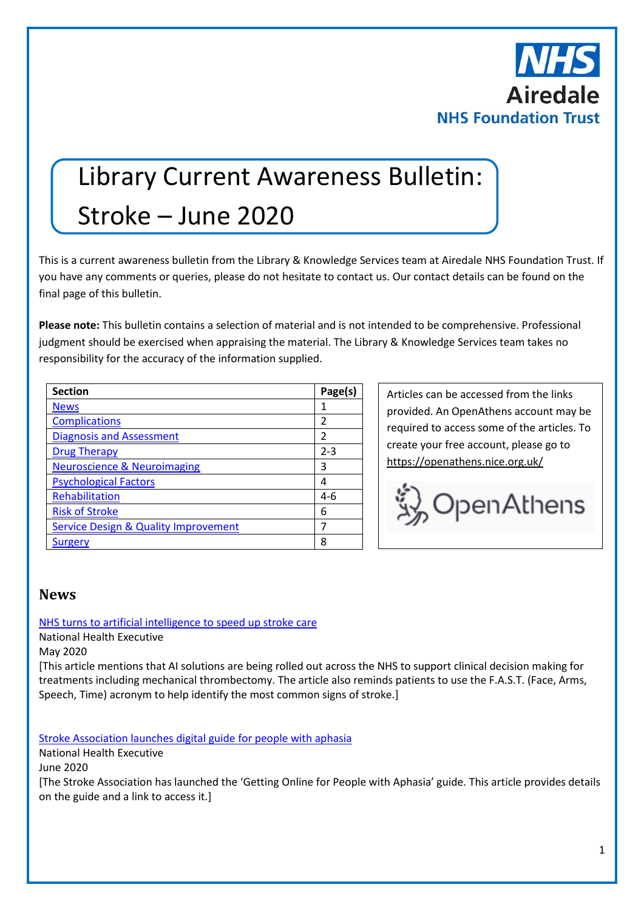NHS
Airedale
NHS Foundation Trust

# Library Current Awareness Bulletin: Stroke – June 2020

This is a current awareness bulletin from the Library & Knowledge Services team at Airedale NHS Foundation Trust. If you have any comments or queries, please do not hesitate to contact us. Our contact details can be found on the final page of this bulletin.

**Please note:** This bulletin contains a selection of material and is not intended to be comprehensive. Professional judgment should be exercised when appraising the material. The Library & Knowledge Services team takes no responsibility for the accuracy of the information supplied.

| Section | Page(s) |
|---|---|
| News | 1 |
| Complications | 2 |
| Diagnosis and Assessment | 2 |
| Drug Therapy | 2-3 |
| Neuroscience & Neuroimaging | 3 |
| Psychological Factors | 4 |
| Rehabilitation | 4-6 |
| Risk of Stroke | 6 |
| Service Design & Quality Improvement | 7 |
| Surgery | 8 |

Articles can be accessed from the links provided. An OpenAthens account may be required to access some of the articles. To create your free account, please go to https://openathens.nice.org.uk/

OpenAthens

## News

NHS turns to artificial intelligence to speed up stroke care
National Health Executive
May 2020
[This article mentions that AI solutions are being rolled out across the NHS to support clinical decision making for treatments including mechanical thrombectomy. The article also reminds patients to use the F.A.S.T. (Face, Arms, Speech, Time) acronym to help identify the most common signs of stroke.]

Stroke Association launches digital guide for people with aphasia
National Health Executive
June 2020
[The Stroke Association has launched the 'Getting Online for People with Aphasia' guide. This article provides details on the guide and a link to access it.]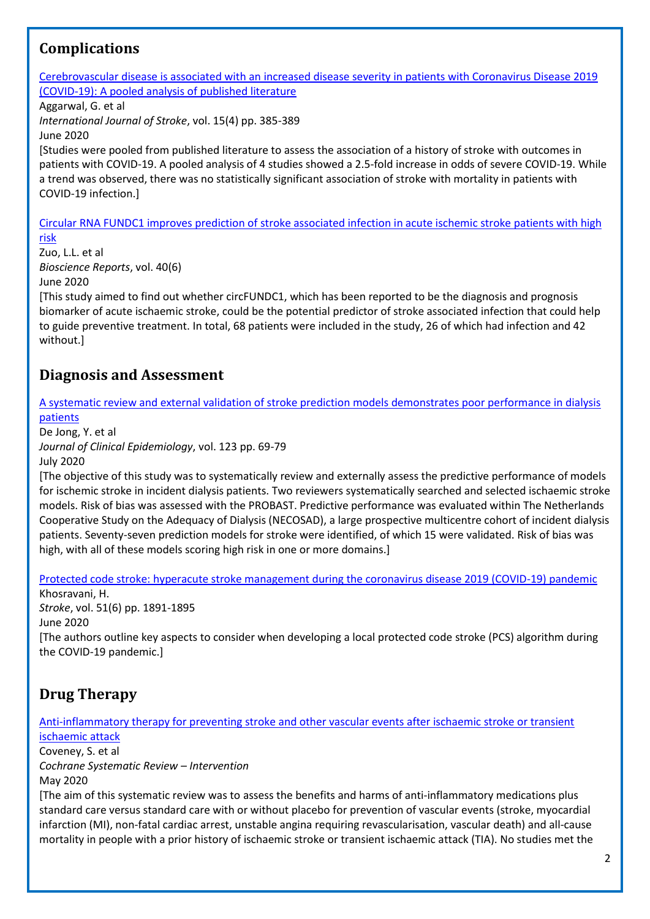## Complications

[Cerebrovascular disease is associated with an increased disease severity in patients with Coronavirus Disease 2019 (COVID-19): A pooled analysis of published literature]()

Aggarwal, G. et al

*International Journal of Stroke*, vol. 15(4) pp. 385-389

June 2020

[Studies were pooled from published literature to assess the association of a history of stroke with outcomes in patients with COVID-19. A pooled analysis of 4 studies showed a 2.5-fold increase in odds of severe COVID-19. While a trend was observed, there was no statistically significant association of stroke with mortality in patients with COVID-19 infection.]

[Circular RNA FUNDC1 improves prediction of stroke associated infection in acute ischemic stroke patients with high risk]()

Zuo, L.L. et al

*Bioscience Reports*, vol. 40(6)

June 2020

[This study aimed to find out whether circFUNDC1, which has been reported to be the diagnosis and prognosis biomarker of acute ischaemic stroke, could be the potential predictor of stroke associated infection that could help to guide preventive treatment. In total, 68 patients were included in the study, 26 of which had infection and 42 without.]

## Diagnosis and Assessment

[A systematic review and external validation of stroke prediction models demonstrates poor performance in dialysis patients]()

De Jong, Y. et al

*Journal of Clinical Epidemiology*, vol. 123 pp. 69-79

July 2020

[The objective of this study was to systematically review and externally assess the predictive performance of models for ischemic stroke in incident dialysis patients. Two reviewers systematically searched and selected ischaemic stroke models. Risk of bias was assessed with the PROBAST. Predictive performance was evaluated within The Netherlands Cooperative Study on the Adequacy of Dialysis (NECOSAD), a large prospective multicentre cohort of incident dialysis patients. Seventy-seven prediction models for stroke were identified, of which 15 were validated. Risk of bias was high, with all of these models scoring high risk in one or more domains.]

[Protected code stroke: hyperacute stroke management during the coronavirus disease 2019 (COVID-19) pandemic]()

Khosravani, H.

*Stroke*, vol. 51(6) pp. 1891-1895

June 2020

[The authors outline key aspects to consider when developing a local protected code stroke (PCS) algorithm during the COVID-19 pandemic.]

## Drug Therapy

[Anti-inflammatory therapy for preventing stroke and other vascular events after ischaemic stroke or transient ischaemic attack]()

Coveney, S. et al

*Cochrane Systematic Review – Intervention*

May 2020

[The aim of this systematic review was to assess the benefits and harms of anti-inflammatory medications plus standard care versus standard care with or without placebo for prevention of vascular events (stroke, myocardial infarction (MI), non-fatal cardiac arrest, unstable angina requiring revascularisation, vascular death) and all-cause mortality in people with a prior history of ischaemic stroke or transient ischaemic attack (TIA). No studies met the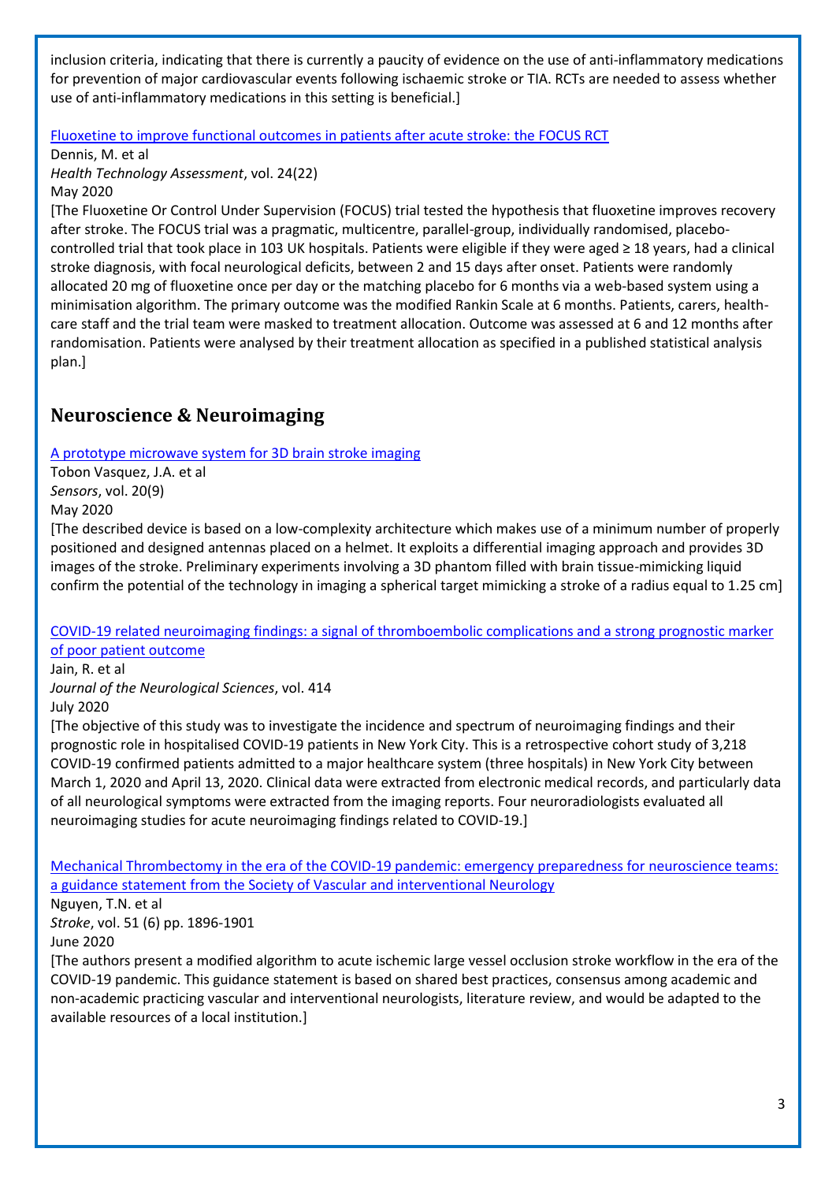inclusion criteria, indicating that there is currently a paucity of evidence on the use of anti-inflammatory medications for prevention of major cardiovascular events following ischaemic stroke or TIA. RCTs are needed to assess whether use of anti-inflammatory medications in this setting is beneficial.]

[Fluoxetine to improve functional outcomes in patients after acute stroke: the FOCUS RCT]

Dennis, M. et al
*Health Technology Assessment*, vol. 24(22)
May 2020
[The Fluoxetine Or Control Under Supervision (FOCUS) trial tested the hypothesis that fluoxetine improves recovery after stroke. The FOCUS trial was a pragmatic, multicentre, parallel-group, individually randomised, placebo-controlled trial that took place in 103 UK hospitals. Patients were eligible if they were aged ≥ 18 years, had a clinical stroke diagnosis, with focal neurological deficits, between 2 and 15 days after onset. Patients were randomly allocated 20 mg of fluoxetine once per day or the matching placebo for 6 months via a web-based system using a minimisation algorithm. The primary outcome was the modified Rankin Scale at 6 months. Patients, carers, health-care staff and the trial team were masked to treatment allocation. Outcome was assessed at 6 and 12 months after randomisation. Patients were analysed by their treatment allocation as specified in a published statistical analysis plan.]

## Neuroscience & Neuroimaging

[A prototype microwave system for 3D brain stroke imaging]

Tobon Vasquez, J.A. et al
*Sensors*, vol. 20(9)
May 2020
[The described device is based on a low-complexity architecture which makes use of a minimum number of properly positioned and designed antennas placed on a helmet. It exploits a differential imaging approach and provides 3D images of the stroke. Preliminary experiments involving a 3D phantom filled with brain tissue-mimicking liquid confirm the potential of the technology in imaging a spherical target mimicking a stroke of a radius equal to 1.25 cm]

[COVID-19 related neuroimaging findings: a signal of thromboembolic complications and a strong prognostic marker of poor patient outcome]

Jain, R. et al
*Journal of the Neurological Sciences*, vol. 414
July 2020
[The objective of this study was to investigate the incidence and spectrum of neuroimaging findings and their prognostic role in hospitalised COVID-19 patients in New York City. This is a retrospective cohort study of 3,218 COVID-19 confirmed patients admitted to a major healthcare system (three hospitals) in New York City between March 1, 2020 and April 13, 2020. Clinical data were extracted from electronic medical records, and particularly data of all neurological symptoms were extracted from the imaging reports. Four neuroradiologists evaluated all neuroimaging studies for acute neuroimaging findings related to COVID-19.]

[Mechanical Thrombectomy in the era of the COVID-19 pandemic: emergency preparedness for neuroscience teams: a guidance statement from the Society of Vascular and interventional Neurology]

Nguyen, T.N. et al
*Stroke*, vol. 51 (6) pp. 1896-1901
June 2020
[The authors present a modified algorithm to acute ischemic large vessel occlusion stroke workflow in the era of the COVID-19 pandemic. This guidance statement is based on shared best practices, consensus among academic and non-academic practicing vascular and interventional neurologists, literature review, and would be adapted to the available resources of a local institution.]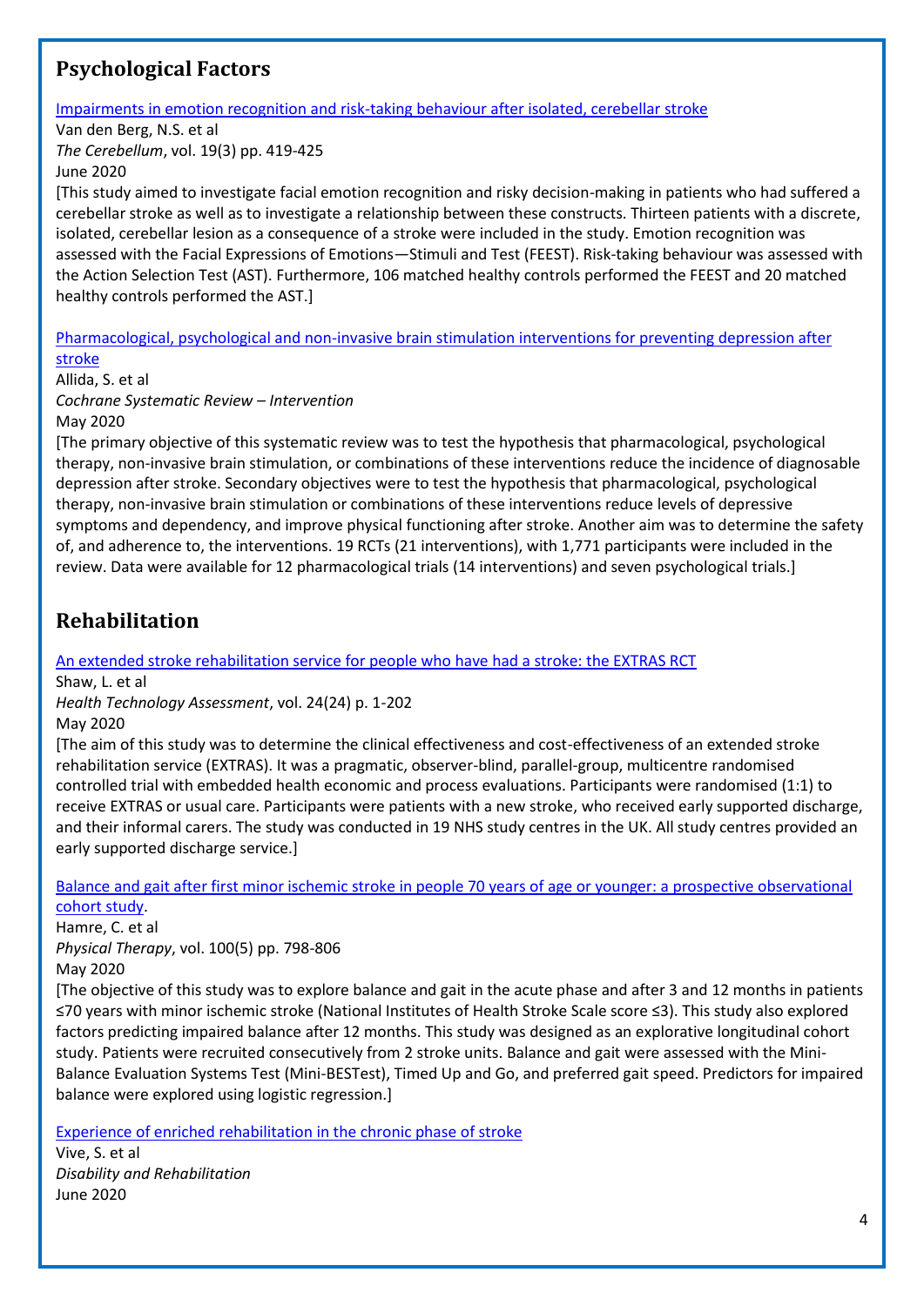## Psychological Factors

[Impairments in emotion recognition and risk-taking behaviour after isolated, cerebellar stroke]

Van den Berg, N.S. et al
*The Cerebellum*, vol. 19(3) pp. 419-425
June 2020
[This study aimed to investigate facial emotion recognition and risky decision-making in patients who had suffered a cerebellar stroke as well as to investigate a relationship between these constructs. Thirteen patients with a discrete, isolated, cerebellar lesion as a consequence of a stroke were included in the study. Emotion recognition was assessed with the Facial Expressions of Emotions—Stimuli and Test (FEEST). Risk-taking behaviour was assessed with the Action Selection Test (AST). Furthermore, 106 matched healthy controls performed the FEEST and 20 matched healthy controls performed the AST.]

[Pharmacological, psychological and non-invasive brain stimulation interventions for preventing depression after stroke]

Allida, S. et al
*Cochrane Systematic Review – Intervention*
May 2020
[The primary objective of this systematic review was to test the hypothesis that pharmacological, psychological therapy, non-invasive brain stimulation, or combinations of these interventions reduce the incidence of diagnosable depression after stroke. Secondary objectives were to test the hypothesis that pharmacological, psychological therapy, non-invasive brain stimulation or combinations of these interventions reduce levels of depressive symptoms and dependency, and improve physical functioning after stroke. Another aim was to determine the safety of, and adherence to, the interventions. 19 RCTs (21 interventions), with 1,771 participants were included in the review. Data were available for 12 pharmacological trials (14 interventions) and seven psychological trials.]

## Rehabilitation

[An extended stroke rehabilitation service for people who have had a stroke: the EXTRAS RCT]

Shaw, L. et al
*Health Technology Assessment*, vol. 24(24) p. 1-202
May 2020
[The aim of this study was to determine the clinical effectiveness and cost-effectiveness of an extended stroke rehabilitation service (EXTRAS). It was a pragmatic, observer-blind, parallel-group, multicentre randomised controlled trial with embedded health economic and process evaluations. Participants were randomised (1:1) to receive EXTRAS or usual care. Participants were patients with a new stroke, who received early supported discharge, and their informal carers. The study was conducted in 19 NHS study centres in the UK. All study centres provided an early supported discharge service.]

[Balance and gait after first minor ischemic stroke in people 70 years of age or younger: a prospective observational cohort study].

Hamre, C. et al
*Physical Therapy*, vol. 100(5) pp. 798-806
May 2020
[The objective of this study was to explore balance and gait in the acute phase and after 3 and 12 months in patients ≤70 years with minor ischemic stroke (National Institutes of Health Stroke Scale score ≤3). This study also explored factors predicting impaired balance after 12 months. This study was designed as an explorative longitudinal cohort study. Patients were recruited consecutively from 2 stroke units. Balance and gait were assessed with the Mini-Balance Evaluation Systems Test (Mini-BESTest), Timed Up and Go, and preferred gait speed. Predictors for impaired balance were explored using logistic regression.]

[Experience of enriched rehabilitation in the chronic phase of stroke]

Vive, S. et al
*Disability and Rehabilitation*
June 2020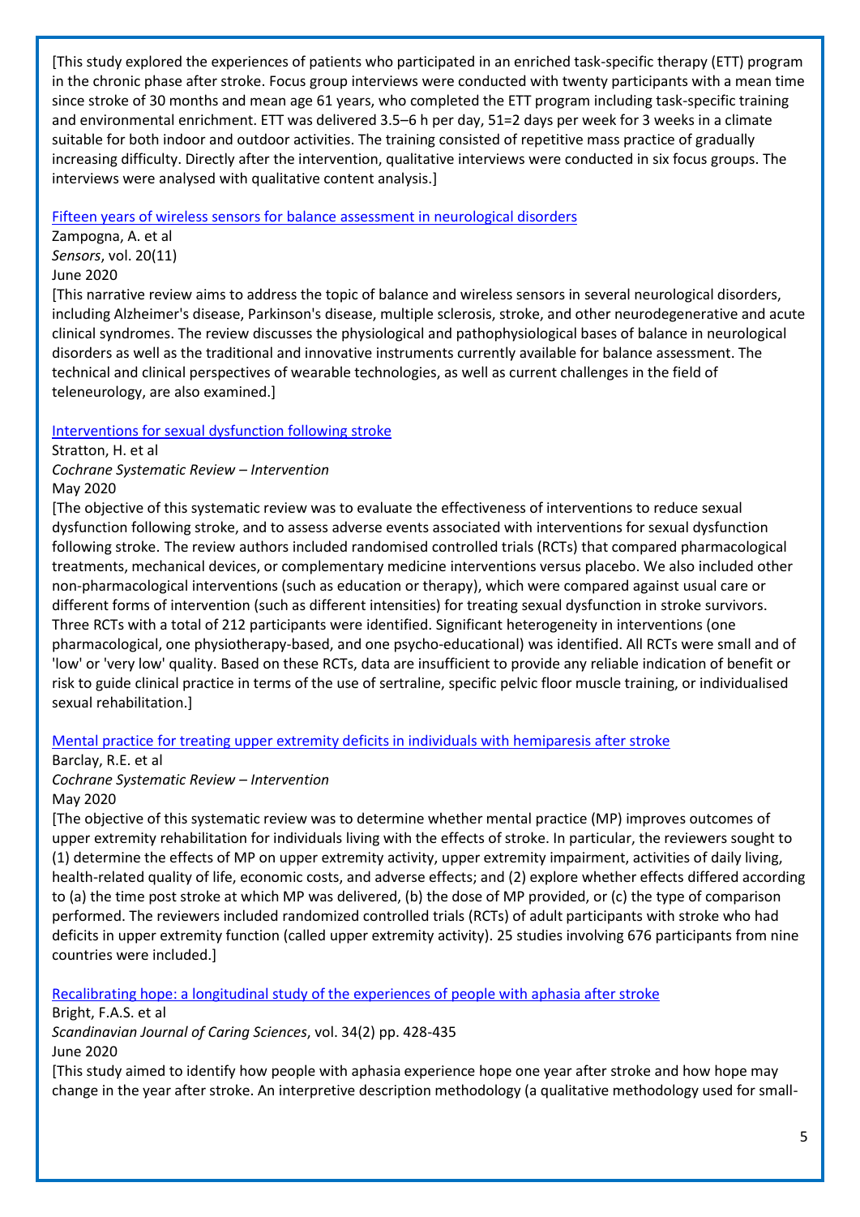[This study explored the experiences of patients who participated in an enriched task-specific therapy (ETT) program in the chronic phase after stroke. Focus group interviews were conducted with twenty participants with a mean time since stroke of 30 months and mean age 61 years, who completed the ETT program including task-specific training and environmental enrichment. ETT was delivered 3.5–6 h per day, 51=2 days per week for 3 weeks in a climate suitable for both indoor and outdoor activities. The training consisted of repetitive mass practice of gradually increasing difficulty. Directly after the intervention, qualitative interviews were conducted in six focus groups. The interviews were analysed with qualitative content analysis.]

[Fifteen years of wireless sensors for balance assessment in neurological disorders]

Zampogna, A. et al
*Sensors*, vol. 20(11)
June 2020

[This narrative review aims to address the topic of balance and wireless sensors in several neurological disorders, including Alzheimer's disease, Parkinson's disease, multiple sclerosis, stroke, and other neurodegenerative and acute clinical syndromes. The review discusses the physiological and pathophysiological bases of balance in neurological disorders as well as the traditional and innovative instruments currently available for balance assessment. The technical and clinical perspectives of wearable technologies, as well as current challenges in the field of teleneurology, are also examined.]

[Interventions for sexual dysfunction following stroke]

Stratton, H. et al
*Cochrane Systematic Review – Intervention*
May 2020

[The objective of this systematic review was to evaluate the effectiveness of interventions to reduce sexual dysfunction following stroke, and to assess adverse events associated with interventions for sexual dysfunction following stroke. The review authors included randomised controlled trials (RCTs) that compared pharmacological treatments, mechanical devices, or complementary medicine interventions versus placebo. We also included other non-pharmacological interventions (such as education or therapy), which were compared against usual care or different forms of intervention (such as different intensities) for treating sexual dysfunction in stroke survivors. Three RCTs with a total of 212 participants were identified. Significant heterogeneity in interventions (one pharmacological, one physiotherapy-based, and one psycho-educational) was identified. All RCTs were small and of 'low' or 'very low' quality. Based on these RCTs, data are insufficient to provide any reliable indication of benefit or risk to guide clinical practice in terms of the use of sertraline, specific pelvic floor muscle training, or individualised sexual rehabilitation.]

[Mental practice for treating upper extremity deficits in individuals with hemiparesis after stroke]

Barclay, R.E. et al
*Cochrane Systematic Review – Intervention*
May 2020

[The objective of this systematic review was to determine whether mental practice (MP) improves outcomes of upper extremity rehabilitation for individuals living with the effects of stroke. In particular, the reviewers sought to (1) determine the effects of MP on upper extremity activity, upper extremity impairment, activities of daily living, health-related quality of life, economic costs, and adverse effects; and (2) explore whether effects differed according to (a) the time post stroke at which MP was delivered, (b) the dose of MP provided, or (c) the type of comparison performed. The reviewers included randomized controlled trials (RCTs) of adult participants with stroke who had deficits in upper extremity function (called upper extremity activity). 25 studies involving 676 participants from nine countries were included.]

[Recalibrating hope: a longitudinal study of the experiences of people with aphasia after stroke]

Bright, F.A.S. et al
*Scandinavian Journal of Caring Sciences*, vol. 34(2) pp. 428-435
June 2020

[This study aimed to identify how people with aphasia experience hope one year after stroke and how hope may change in the year after stroke. An interpretive description methodology (a qualitative methodology used for small-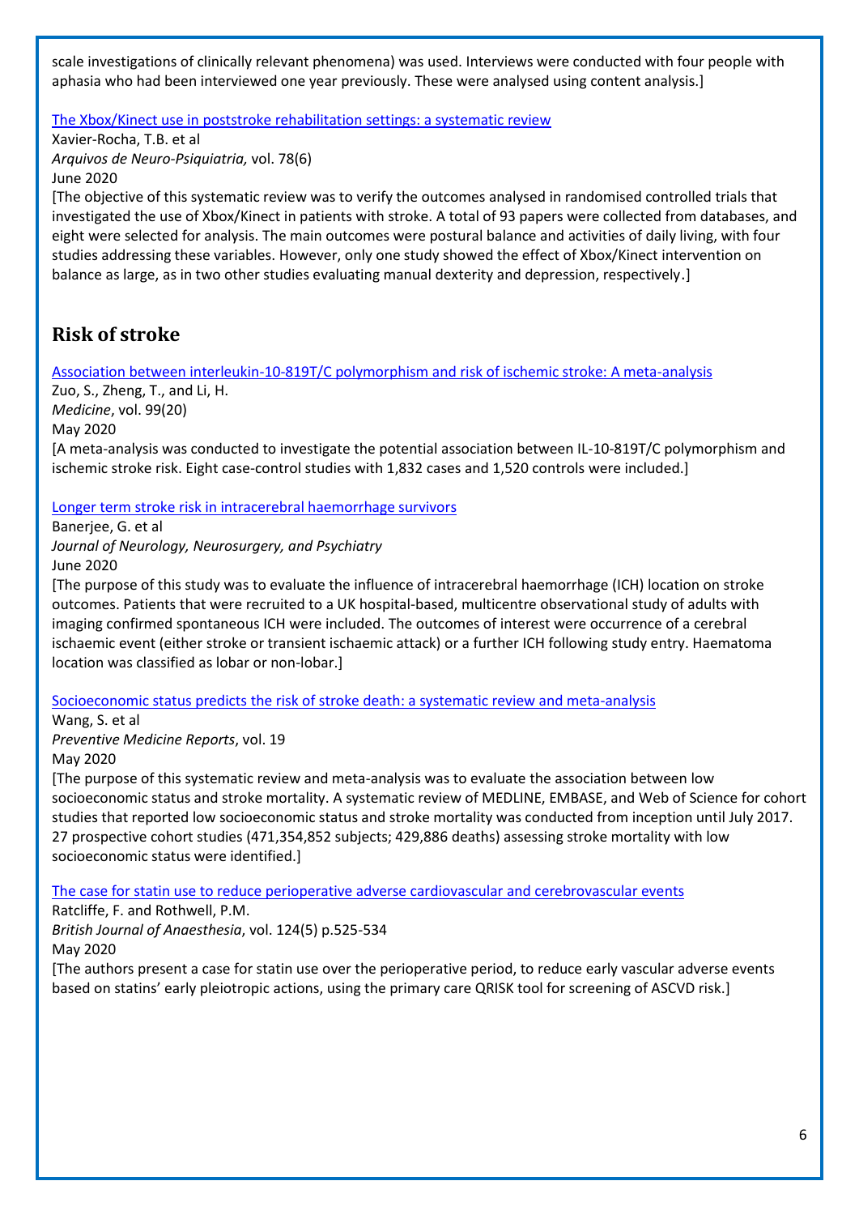scale investigations of clinically relevant phenomena) was used. Interviews were conducted with four people with aphasia who had been interviewed one year previously. These were analysed using content analysis.]

[The Xbox/Kinect use in poststroke rehabilitation settings: a systematic review]()

Xavier-Rocha, T.B. et al
*Arquivos de Neuro-Psiquiatria,* vol. 78(6)
June 2020

[The objective of this systematic review was to verify the outcomes analysed in randomised controlled trials that investigated the use of Xbox/Kinect in patients with stroke. A total of 93 papers were collected from databases, and eight were selected for analysis. The main outcomes were postural balance and activities of daily living, with four studies addressing these variables. However, only one study showed the effect of Xbox/Kinect intervention on balance as large, as in two other studies evaluating manual dexterity and depression, respectively.]

## Risk of stroke

[Association between interleukin-10-819T/C polymorphism and risk of ischemic stroke: A meta-analysis]()

Zuo, S., Zheng, T., and Li, H.
*Medicine*, vol. 99(20)
May 2020

[A meta-analysis was conducted to investigate the potential association between IL-10-819T/C polymorphism and ischemic stroke risk. Eight case-control studies with 1,832 cases and 1,520 controls were included.]

[Longer term stroke risk in intracerebral haemorrhage survivors]()

Banerjee, G. et al
*Journal of Neurology, Neurosurgery, and Psychiatry*
June 2020

[The purpose of this study was to evaluate the influence of intracerebral haemorrhage (ICH) location on stroke outcomes. Patients that were recruited to a UK hospital-based, multicentre observational study of adults with imaging confirmed spontaneous ICH were included. The outcomes of interest were occurrence of a cerebral ischaemic event (either stroke or transient ischaemic attack) or a further ICH following study entry. Haematoma location was classified as lobar or non-lobar.]

[Socioeconomic status predicts the risk of stroke death: a systematic review and meta-analysis]()

Wang, S. et al
*Preventive Medicine Reports*, vol. 19
May 2020

[The purpose of this systematic review and meta-analysis was to evaluate the association between low socioeconomic status and stroke mortality. A systematic review of MEDLINE, EMBASE, and Web of Science for cohort studies that reported low socioeconomic status and stroke mortality was conducted from inception until July 2017. 27 prospective cohort studies (471,354,852 subjects; 429,886 deaths) assessing stroke mortality with low socioeconomic status were identified.]

[The case for statin use to reduce perioperative adverse cardiovascular and cerebrovascular events]()

Ratcliffe, F. and Rothwell, P.M.
*British Journal of Anaesthesia*, vol. 124(5) p.525-534
May 2020

[The authors present a case for statin use over the perioperative period, to reduce early vascular adverse events based on statins' early pleiotropic actions, using the primary care QRISK tool for screening of ASCVD risk.]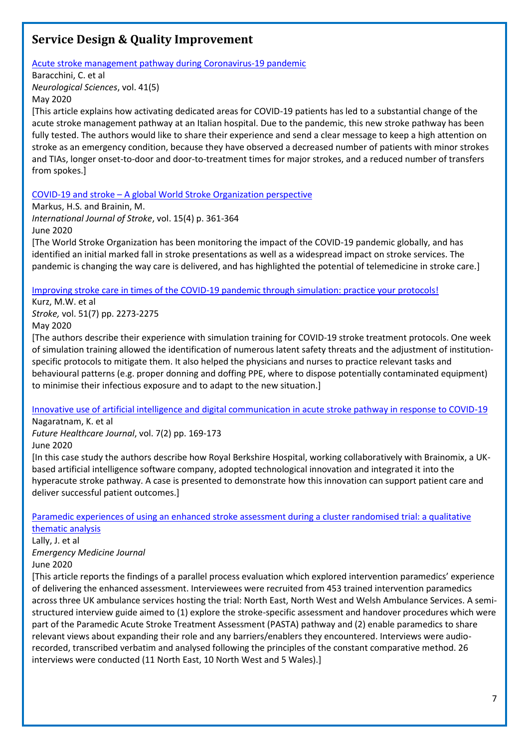## Service Design & Quality Improvement

Acute stroke management pathway during Coronavirus-19 pandemic

Baracchini, C. et al

*Neurological Sciences*, vol. 41(5)

May 2020

[This article explains how activating dedicated areas for COVID-19 patients has led to a substantial change of the acute stroke management pathway at an Italian hospital. Due to the pandemic, this new stroke pathway has been fully tested. The authors would like to share their experience and send a clear message to keep a high attention on stroke as an emergency condition, because they have observed a decreased number of patients with minor strokes and TIAs, longer onset-to-door and door-to-treatment times for major strokes, and a reduced number of transfers from spokes.]

COVID-19 and stroke – A global World Stroke Organization perspective

Markus, H.S. and Brainin, M.

*International Journal of Stroke*, vol. 15(4) p. 361-364

June 2020

[The World Stroke Organization has been monitoring the impact of the COVID-19 pandemic globally, and has identified an initial marked fall in stroke presentations as well as a widespread impact on stroke services. The pandemic is changing the way care is delivered, and has highlighted the potential of telemedicine in stroke care.]

Improving stroke care in times of the COVID-19 pandemic through simulation: practice your protocols!

Kurz, M.W. et al

*Stroke,* vol. 51(7) pp. 2273-2275

May 2020

[The authors describe their experience with simulation training for COVID-19 stroke treatment protocols. One week of simulation training allowed the identification of numerous latent safety threats and the adjustment of institution-specific protocols to mitigate them. It also helped the physicians and nurses to practice relevant tasks and behavioural patterns (e.g. proper donning and doffing PPE, where to dispose potentially contaminated equipment) to minimise their infectious exposure and to adapt to the new situation.]

Innovative use of artificial intelligence and digital communication in acute stroke pathway in response to COVID-19

Nagaratnam, K. et al

*Future Healthcare Journal*, vol. 7(2) pp. 169-173

June 2020

[In this case study the authors describe how Royal Berkshire Hospital, working collaboratively with Brainomix, a UK-based artificial intelligence software company, adopted technological innovation and integrated it into the hyperacute stroke pathway. A case is presented to demonstrate how this innovation can support patient care and deliver successful patient outcomes.]

Paramedic experiences of using an enhanced stroke assessment during a cluster randomised trial: a qualitative thematic analysis

Lally, J. et al

*Emergency Medicine Journal*

June 2020

[This article reports the findings of a parallel process evaluation which explored intervention paramedics' experience of delivering the enhanced assessment. Interviewees were recruited from 453 trained intervention paramedics across three UK ambulance services hosting the trial: North East, North West and Welsh Ambulance Services. A semi-structured interview guide aimed to (1) explore the stroke-specific assessment and handover procedures which were part of the Paramedic Acute Stroke Treatment Assessment (PASTA) pathway and (2) enable paramedics to share relevant views about expanding their role and any barriers/enablers they encountered. Interviews were audio-recorded, transcribed verbatim and analysed following the principles of the constant comparative method. 26 interviews were conducted (11 North East, 10 North West and 5 Wales).]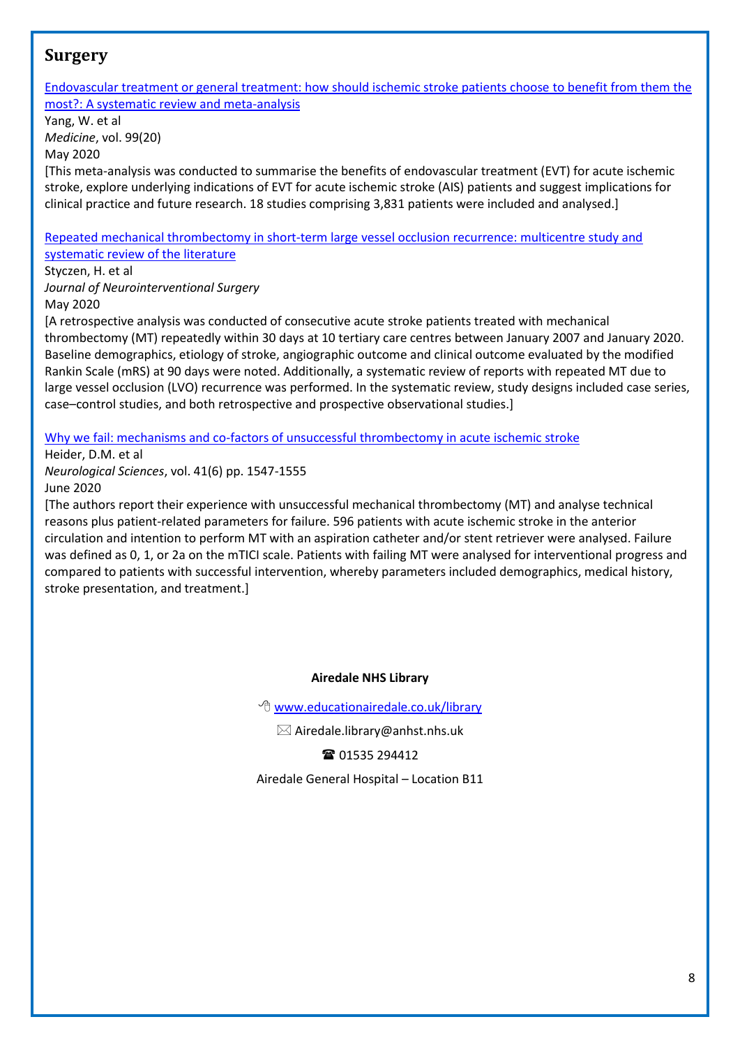## Surgery

[Endovascular treatment or general treatment: how should ischemic stroke patients choose to benefit from them the most?: A systematic review and meta-analysis]

Yang, W. et al

*Medicine*, vol. 99(20)

May 2020

[This meta-analysis was conducted to summarise the benefits of endovascular treatment (EVT) for acute ischemic stroke, explore underlying indications of EVT for acute ischemic stroke (AIS) patients and suggest implications for clinical practice and future research. 18 studies comprising 3,831 patients were included and analysed.]

[Repeated mechanical thrombectomy in short-term large vessel occlusion recurrence: multicentre study and systematic review of the literature]

Styczen, H. et al

*Journal of Neurointerventional Surgery*

May 2020

[A retrospective analysis was conducted of consecutive acute stroke patients treated with mechanical thrombectomy (MT) repeatedly within 30 days at 10 tertiary care centres between January 2007 and January 2020. Baseline demographics, etiology of stroke, angiographic outcome and clinical outcome evaluated by the modified Rankin Scale (mRS) at 90 days were noted. Additionally, a systematic review of reports with repeated MT due to large vessel occlusion (LVO) recurrence was performed. In the systematic review, study designs included case series, case–control studies, and both retrospective and prospective observational studies.]

[Why we fail: mechanisms and co-factors of unsuccessful thrombectomy in acute ischemic stroke]

Heider, D.M. et al

*Neurological Sciences*, vol. 41(6) pp. 1547-1555

June 2020

[The authors report their experience with unsuccessful mechanical thrombectomy (MT) and analyse technical reasons plus patient-related parameters for failure. 596 patients with acute ischemic stroke in the anterior circulation and intention to perform MT with an aspiration catheter and/or stent retriever were analysed. Failure was defined as 0, 1, or 2a on the mTICI scale. Patients with failing MT were analysed for interventional progress and compared to patients with successful intervention, whereby parameters included demographics, medical history, stroke presentation, and treatment.]

**Airedale NHS Library**

www.educationairedale.co.uk/library

Airedale.library@anhst.nhs.uk

01535 294412

Airedale General Hospital – Location B11